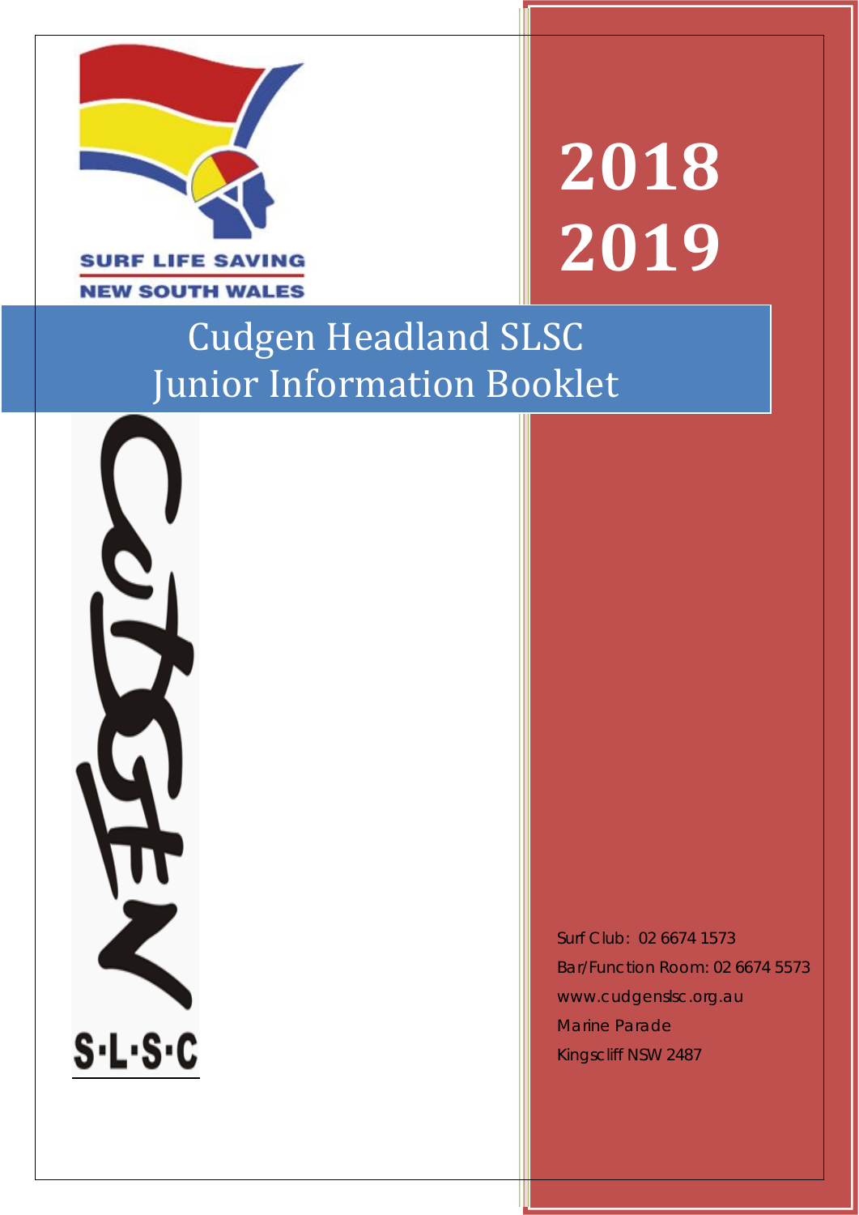SURF LIFE SAVING
NEW SOUTH WALES

# 2018 2019

# Cudgen Headland SLSC
# Junior Information Booklet

CUDGEN S·L·S·C

Surf Club: 02 6674 1573
Bar/Function Room: 02 6674 5573
www.cudgenslsc.org.au
Marine Parade
Kingscliff NSW 2487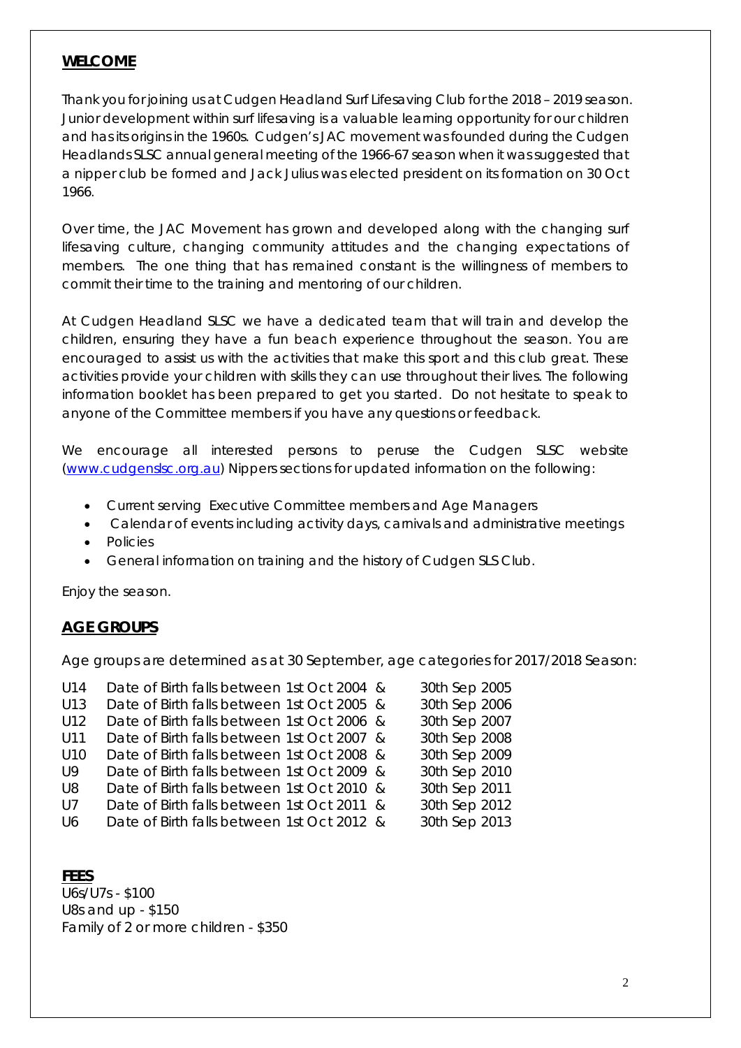## WELCOME

Thank you for joining us at Cudgen Headland Surf Lifesaving Club for the 2018 – 2019 season. Junior development within surf lifesaving is a valuable learning opportunity for our children and has its origins in the 1960s. Cudgen's JAC movement was founded during the Cudgen Headlands SLSC annual general meeting of the 1966-67 season when it was suggested that a nipper club be formed and Jack Julius was elected president on its formation on 30 Oct 1966.

Over time, the JAC Movement has grown and developed along with the changing surf lifesaving culture, changing community attitudes and the changing expectations of members. The one thing that has remained constant is the willingness of members to commit their time to the training and mentoring of our children.

At Cudgen Headland SLSC we have a dedicated team that will train and develop the children, ensuring they have a fun beach experience throughout the season. You are encouraged to assist us with the activities that make this sport and this club great. These activities provide your children with skills they can use throughout their lives. The following information booklet has been prepared to get you started. Do not hesitate to speak to anyone of the Committee members if you have any questions or feedback.

We encourage all interested persons to peruse the Cudgen SLSC website (www.cudgenslsc.org.au) Nippers sections for updated information on the following:

- Current serving Executive Committee members and Age Managers
- Calendar of events including activity days, carnivals and administrative meetings
- Policies
- General information on training and the history of Cudgen SLS Club.

Enjoy the season.

## AGE GROUPS

Age groups are determined as at 30 September, age categories for 2017/2018 Season:

| | | |
|---|---|---|
| U14 | Date of Birth falls between 1st Oct 2004 & | 30th Sep 2005 |
| U13 | Date of Birth falls between 1st Oct 2005 & | 30th Sep 2006 |
| U12 | Date of Birth falls between 1st Oct 2006 & | 30th Sep 2007 |
| U11 | Date of Birth falls between 1st Oct 2007 & | 30th Sep 2008 |
| U10 | Date of Birth falls between 1st Oct 2008 & | 30th Sep 2009 |
| U9 | Date of Birth falls between 1st Oct 2009 & | 30th Sep 2010 |
| U8 | Date of Birth falls between 1st Oct 2010 & | 30th Sep 2011 |
| U7 | Date of Birth falls between 1st Oct 2011 & | 30th Sep 2012 |
| U6 | Date of Birth falls between 1st Oct 2012 & | 30th Sep 2013 |

## FEES

U6s/U7s - $100
U8s and up - $150
Family of 2 or more children - $350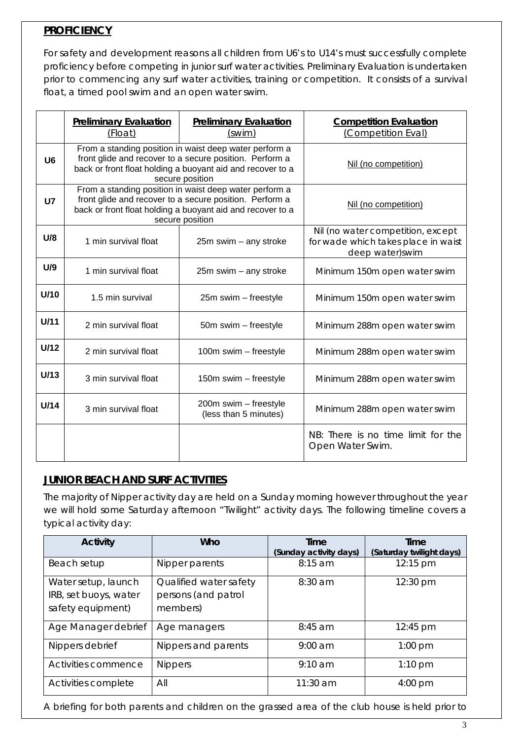## PROFICIENCY

For safety and development reasons all children from U6's to U14's must successfully complete proficiency before competing in junior surf water activities. Preliminary Evaluation is undertaken prior to commencing any surf water activities, training or competition. It consists of a survival float, a timed pool swim and an open water swim.

| | Preliminary Evaluation (Float) | Preliminary Evaluation (swim) | Competition Evaluation (Competition Eval) |
|---|---|---|---|
| U6 | From a standing position in waist deep water perform a front glide and recover to a secure position. Perform a back or front float holding a buoyant aid and recover to a secure position | | Nil (no competition) |
| U7 | From a standing position in waist deep water perform a front glide and recover to a secure position. Perform a back or front float holding a buoyant aid and recover to a secure position | | Nil (no competition) |
| U/8 | 1 min survival float | 25m swim – any stroke | Nil (no water competition, except for wade which takes place in waist deep water)swim |
| U/9 | 1 min survival float | 25m swim – any stroke | Minimum 150m open water swim |
| U/10 | 1.5 min survival | 25m swim – freestyle | Minimum 150m open water swim |
| U/11 | 2 min survival float | 50m swim – freestyle | Minimum 288m open water swim |
| U/12 | 2 min survival float | 100m swim – freestyle | Minimum 288m open water swim |
| U/13 | 3 min survival float | 150m swim – freestyle | Minimum 288m open water swim |
| U/14 | 3 min survival float | 200m swim – freestyle (less than 5 minutes) | Minimum 288m open water swim |
| | | | NB: There is no time limit for the Open Water Swim. |

## JUNIOR BEACH AND SURF ACTIVITIES

The majority of Nipper activity day are held on a Sunday morning however throughout the year we will hold some Saturday afternoon "Twilight" activity days. The following timeline covers a typical activity day:

| Activity | Who | Time (Sunday activity days) | Time (Saturday twilight days) |
|---|---|---|---|
| Beach setup | Nipper parents | 8:15 am | 12:15 pm |
| Water setup, launch IRB, set buoys, water safety equipment) | Qualified water safety persons (and patrol members) | 8:30 am | 12:30 pm |
| Age Manager debrief | Age managers | 8:45 am | 12:45 pm |
| Nippers debrief | Nippers and parents | 9:00 am | 1:00 pm |
| Activities commence | Nippers | 9:10 am | 1:10 pm |
| Activities complete | All | 11:30 am | 4:00 pm |

A briefing for both parents and children on the grassed area of the club house is held prior to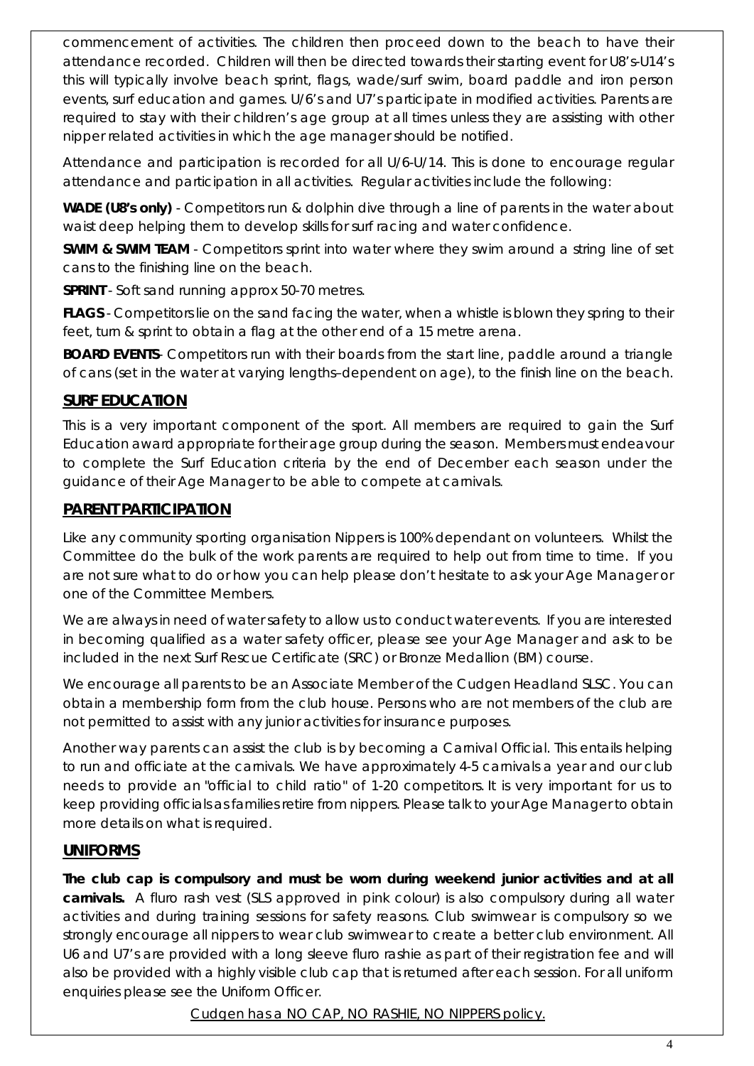commencement of activities. The children then proceed down to the beach to have their attendance recorded. Children will then be directed towards their starting event for U8's-U14's this will typically involve beach sprint, flags, wade/surf swim, board paddle and iron person events, surf education and games. U/6's and U7's participate in modified activities. Parents are required to stay with their children's age group at all times unless they are assisting with other nipper related activities in which the age manager should be notified.

Attendance and participation is recorded for all U/6-U/14. This is done to encourage regular attendance and participation in all activities. Regular activities include the following:

**WADE (U8's only)** - Competitors run & dolphin dive through a line of parents in the water about waist deep helping them to develop skills for surf racing and water confidence.

**SWIM & SWIM TEAM** - Competitors sprint into water where they swim around a string line of set cans to the finishing line on the beach.

**SPRINT** - Soft sand running approx 50-70 metres.

**FLAGS** - Competitors lie on the sand facing the water, when a whistle is blown they spring to their feet, turn & sprint to obtain a flag at the other end of a 15 metre arena.

**BOARD EVENTS**- Competitors run with their boards from the start line, paddle around a triangle of cans (set in the water at varying lengths–dependent on age), to the finish line on the beach.

## SURF EDUCATION

This is a very important component of the sport. All members are required to gain the Surf Education award appropriate for their age group during the season. Members must endeavour to complete the Surf Education criteria by the end of December each season under the guidance of their Age Manager to be able to compete at carnivals.

## PARENT PARTICIPATION

Like any community sporting organisation Nippers is 100% dependant on volunteers. Whilst the Committee do the bulk of the work parents are required to help out from time to time. If you are not sure what to do or how you can help please don't hesitate to ask your Age Manager or one of the Committee Members.

We are always in need of water safety to allow us to conduct water events. If you are interested in becoming qualified as a water safety officer, please see your Age Manager and ask to be included in the next Surf Rescue Certificate (SRC) or Bronze Medallion (BM) course.

We encourage all parents to be an Associate Member of the Cudgen Headland SLSC. You can obtain a membership form from the club house. Persons who are not members of the club are not permitted to assist with any junior activities for insurance purposes.

Another way parents can assist the club is by becoming a Carnival Official. This entails helping to run and officiate at the carnivals. We have approximately 4-5 carnivals a year and our club needs to provide an "official to child ratio" of 1-20 competitors. It is very important for us to keep providing officials as families retire from nippers. Please talk to your Age Manager to obtain more details on what is required.

## UNIFORMS

**The club cap is compulsory and must be worn during weekend junior activities and at all carnivals.** A fluro rash vest (SLS approved in pink colour) is also compulsory during all water activities and during training sessions for safety reasons. Club swimwear is compulsory so we strongly encourage all nippers to wear club swimwear to create a better club environment. All U6 and U7's are provided with a long sleeve fluro rashie as part of their registration fee and will also be provided with a highly visible club cap that is returned after each session. For all uniform enquiries please see the Uniform Officer.

Cudgen has a NO CAP, NO RASHIE, NO NIPPERS policy.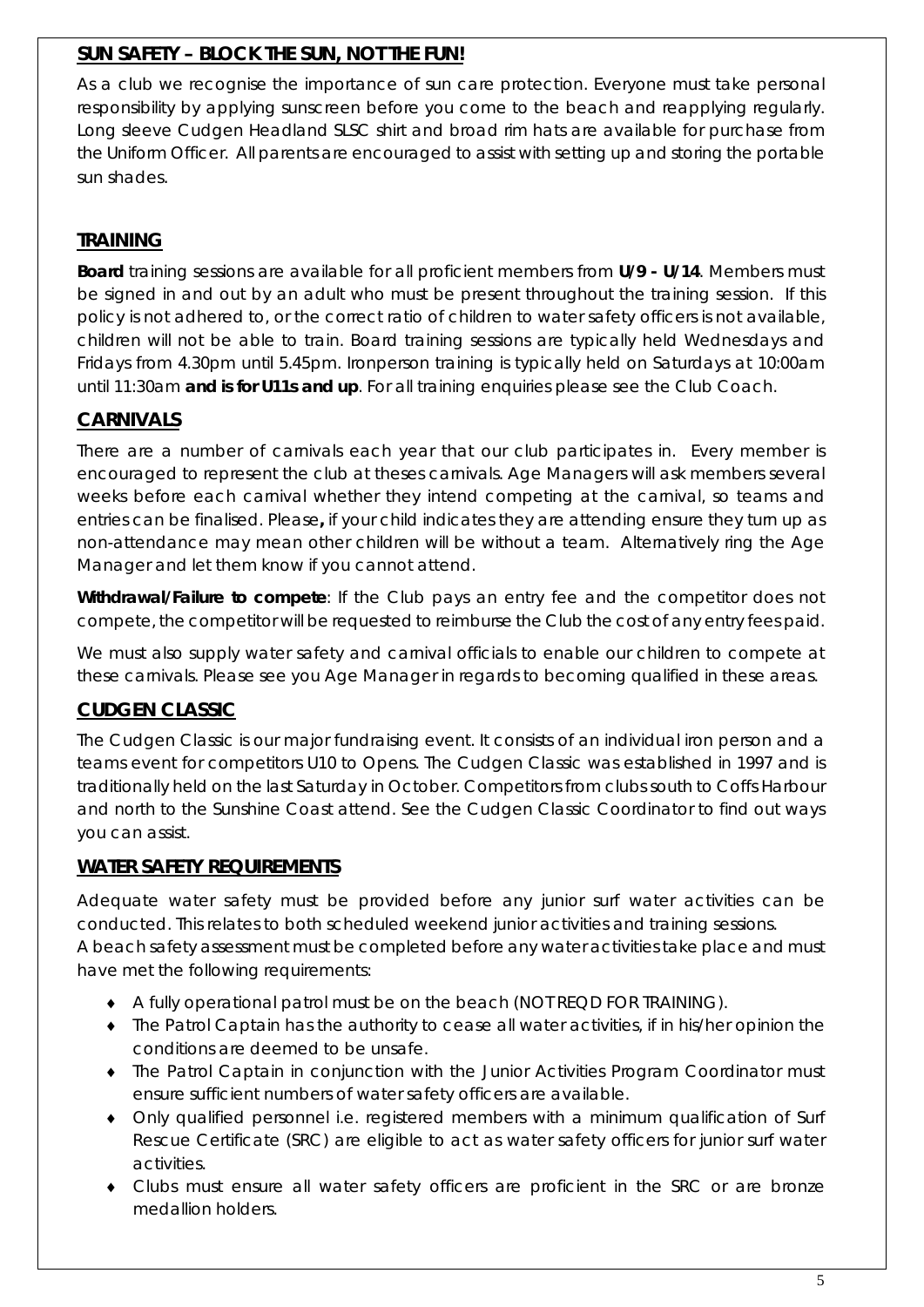## SUN SAFETY – BLOCK THE SUN, NOT THE FUN!

As a club we recognise the importance of sun care protection. Everyone must take personal responsibility by applying sunscreen before you come to the beach and reapplying regularly. Long sleeve Cudgen Headland SLSC shirt and broad rim hats are available for purchase from the Uniform Officer. All parents are encouraged to assist with setting up and storing the portable sun shades.

## TRAINING

**Board** training sessions are available for all proficient members from **U/9 - U/14**. Members must be signed in and out by an adult who must be present throughout the training session. If this policy is not adhered to, or the correct ratio of children to water safety officers is not available, children will not be able to train. Board training sessions are typically held Wednesdays and Fridays from 4.30pm until 5.45pm. Ironperson training is typically held on Saturdays at 10:00am until 11:30am **and is for U11s and up**. For all training enquiries please see the Club Coach.

## CARNIVALS

There are a number of carnivals each year that our club participates in. Every member is encouraged to represent the club at theses carnivals. Age Managers will ask members several weeks before each carnival whether they intend competing at the carnival, so teams and entries can be finalised. Please**,** if your child indicates they are attending ensure they turn up as non-attendance may mean other children will be without a team. Alternatively ring the Age Manager and let them know if you cannot attend.

**Withdrawal/Failure to compete**: If the Club pays an entry fee and the competitor does not compete, the competitor will be requested to reimburse the Club the cost of any entry fees paid.

We must also supply water safety and carnival officials to enable our children to compete at these carnivals. Please see you Age Manager in regards to becoming qualified in these areas.

## CUDGEN CLASSIC

The Cudgen Classic is our major fundraising event. It consists of an individual iron person and a teams event for competitors U10 to Opens. The Cudgen Classic was established in 1997 and is traditionally held on the last Saturday in October. Competitors from clubs south to Coffs Harbour and north to the Sunshine Coast attend. See the Cudgen Classic Coordinator to find out ways you can assist.

## WATER SAFETY REQUIREMENTS

Adequate water safety must be provided before any junior surf water activities can be conducted. This relates to both scheduled weekend junior activities and training sessions.
A beach safety assessment must be completed before any water activities take place and must have met the following requirements:

- A fully operational patrol must be on the beach (NOT REQD FOR TRAINING).
- The Patrol Captain has the authority to cease all water activities, if in his/her opinion the conditions are deemed to be unsafe.
- The Patrol Captain in conjunction with the Junior Activities Program Coordinator must ensure sufficient numbers of water safety officers are available.
- Only qualified personnel i.e. registered members with a minimum qualification of Surf Rescue Certificate (SRC) are eligible to act as water safety officers for junior surf water activities.
- Clubs must ensure all water safety officers are proficient in the SRC or are bronze medallion holders.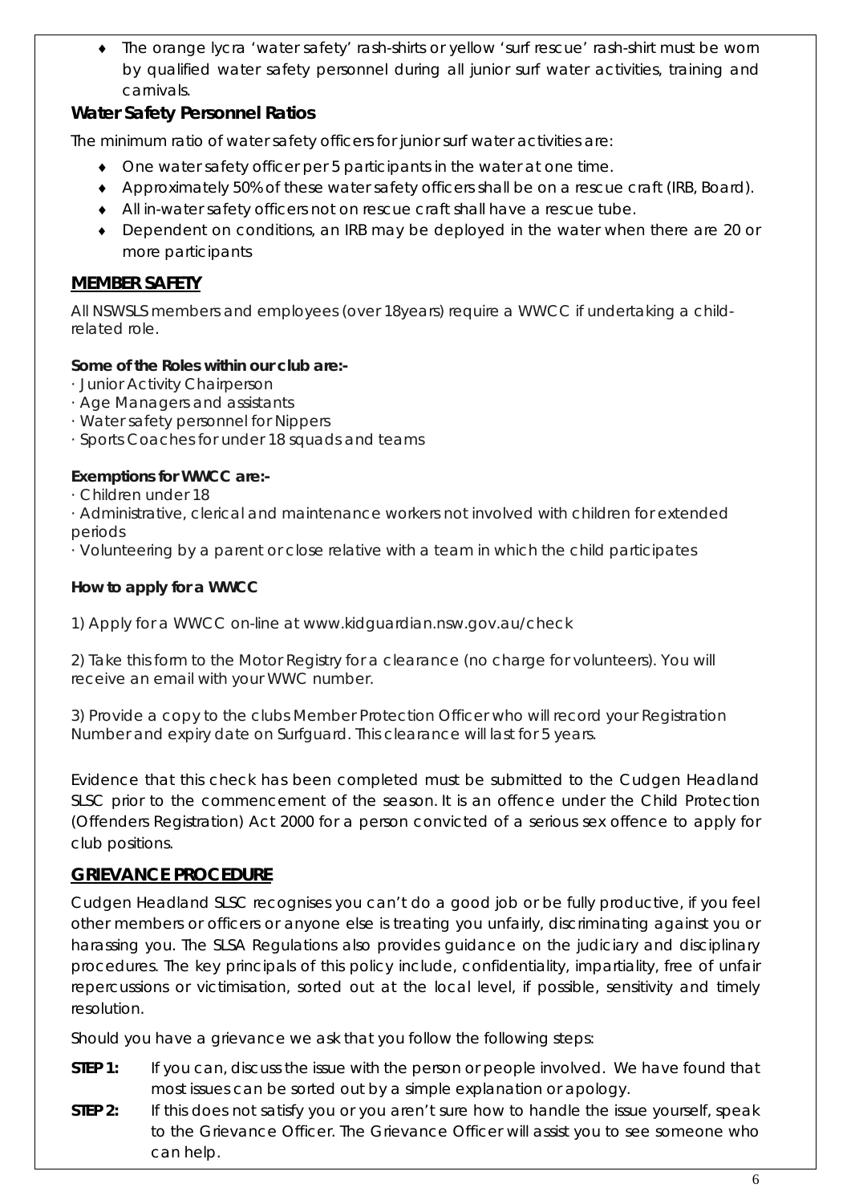- The orange lycra 'water safety' rash-shirts or yellow 'surf rescue' rash-shirt must be worn by qualified water safety personnel during all junior surf water activities, training and carnivals.

### Water Safety Personnel Ratios

The minimum ratio of water safety officers for junior surf water activities are:

- One water safety officer per 5 participants in the water at one time.
- Approximately 50% of these water safety officers shall be on a rescue craft (IRB, Board).
- All in-water safety officers not on rescue craft shall have a rescue tube.
- Dependent on conditions, an IRB may be deployed in the water when there are 20 or more participants

## MEMBER SAFETY

All NSWSLS members and employees (over 18years) require a WWCC if undertaking a child-related role.

**Some of the Roles within our club are:-**

· Junior Activity Chairperson
· Age Managers and assistants
· Water safety personnel for Nippers
· Sports Coaches for under 18 squads and teams

**Exemptions for WWCC are:-**

· Children under 18
· Administrative, clerical and maintenance workers not involved with children for extended periods
· Volunteering by a parent or close relative with a team in which the child participates

**How to apply for a WWCC**

1) Apply for a WWCC on-line at www.kidguardian.nsw.gov.au/check

2) Take this form to the Motor Registry for a clearance (no charge for volunteers). You will receive an email with your WWC number.

3) Provide a copy to the clubs Member Protection Officer who will record your Registration Number and expiry date on Surfguard. This clearance will last for 5 years.

Evidence that this check has been completed must be submitted to the Cudgen Headland SLSC prior to the commencement of the season. It is an offence under the Child Protection (Offenders Registration) Act 2000 for a person convicted of a serious sex offence to apply for club positions.

## GRIEVANCE PROCEDURE

Cudgen Headland SLSC recognises you can't do a good job or be fully productive, if you feel other members or officers or anyone else is treating you unfairly, discriminating against you or harassing you. The SLSA Regulations also provides guidance on the judiciary and disciplinary procedures. The key principals of this policy include, confidentiality, impartiality, free of unfair repercussions or victimisation, sorted out at the local level, if possible, sensitivity and timely resolution.

Should you have a grievance we ask that you follow the following steps:

**STEP 1:** If you can, discuss the issue with the person or people involved. We have found that most issues can be sorted out by a simple explanation or apology.

**STEP 2:** If this does not satisfy you or you aren't sure how to handle the issue yourself, speak to the Grievance Officer. The Grievance Officer will assist you to see someone who can help.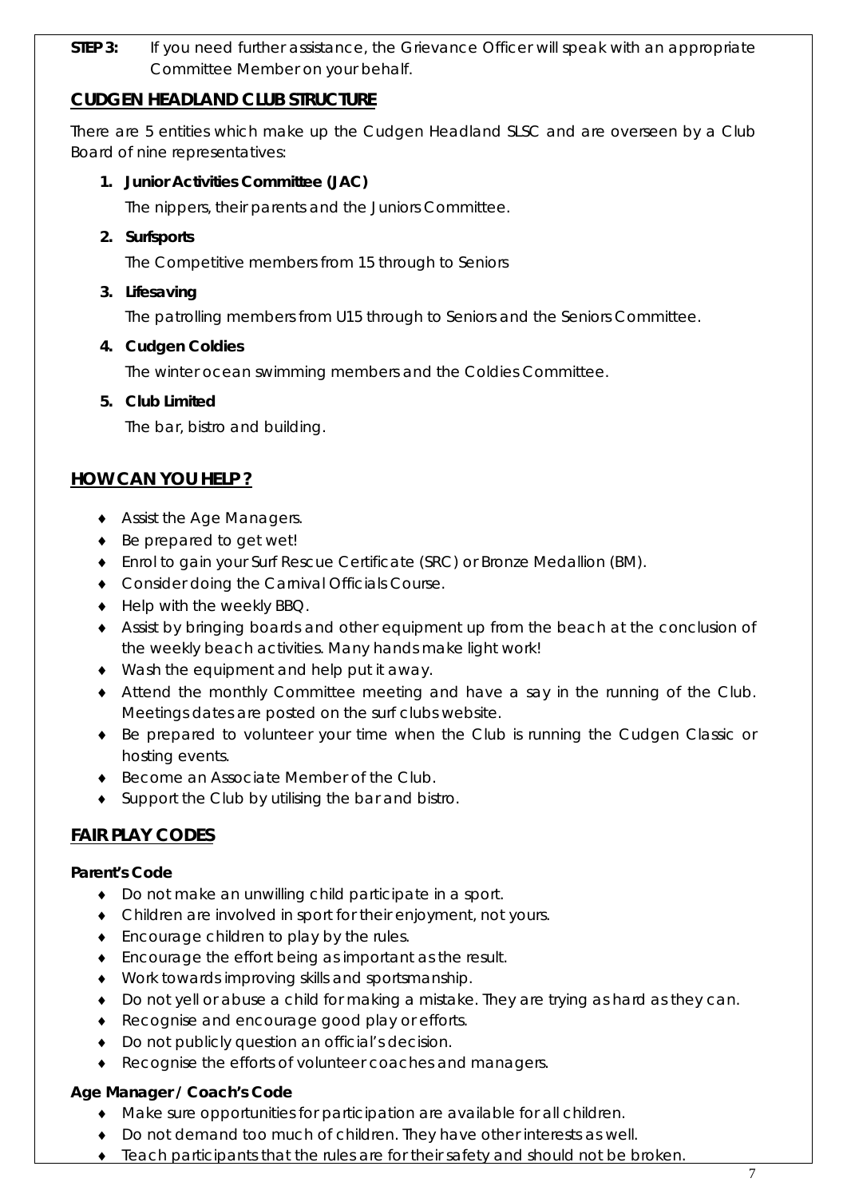**STEP 3:** If you need further assistance, the Grievance Officer will speak with an appropriate Committee Member on your behalf.

## CUDGEN HEADLAND CLUB STRUCTURE

There are 5 entities which make up the Cudgen Headland SLSC and are overseen by a Club Board of nine representatives:

1. **Junior Activities Committee (JAC)**

   The nippers, their parents and the Juniors Committee.

2. **Surfsports**

   The Competitive members from 15 through to Seniors

3. **Lifesaving**

   The patrolling members from U15 through to Seniors and the Seniors Committee.

4. **Cudgen Coldies**

   The winter ocean swimming members and the Coldies Committee.

5. **Club Limited**

   The bar, bistro and building.

## HOW CAN YOU HELP?

- Assist the Age Managers.
- Be prepared to get wet!
- Enrol to gain your Surf Rescue Certificate (SRC) or Bronze Medallion (BM).
- Consider doing the Carnival Officials Course.
- Help with the weekly BBQ.
- Assist by bringing boards and other equipment up from the beach at the conclusion of the weekly beach activities. Many hands make light work!
- Wash the equipment and help put it away.
- Attend the monthly Committee meeting and have a say in the running of the Club. Meetings dates are posted on the surf clubs website.
- Be prepared to volunteer your time when the Club is running the Cudgen Classic or hosting events.
- Become an Associate Member of the Club.
- Support the Club by utilising the bar and bistro.

## FAIR PLAY CODES

### Parent's Code

- Do not make an unwilling child participate in a sport.
- Children are involved in sport for their enjoyment, not yours.
- Encourage children to play by the rules.
- Encourage the effort being as important as the result.
- Work towards improving skills and sportsmanship.
- Do not yell or abuse a child for making a mistake. They are trying as hard as they can.
- Recognise and encourage good play or efforts.
- Do not publicly question an official's decision.
- Recognise the efforts of volunteer coaches and managers.

### Age Manager / Coach's Code

- Make sure opportunities for participation are available for all children.
- Do not demand too much of children. They have other interests as well.
- Teach participants that the rules are for their safety and should not be broken.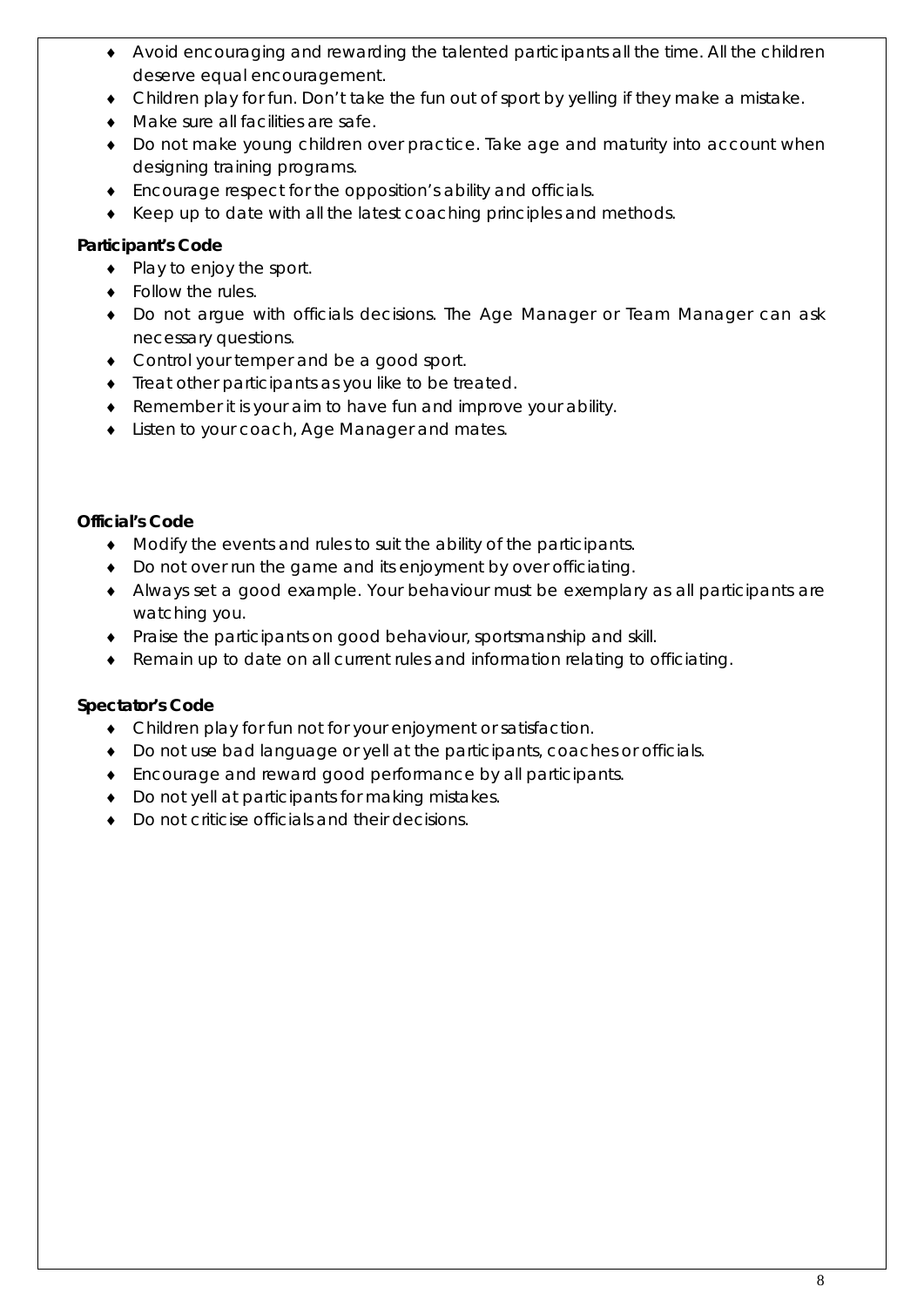- Avoid encouraging and rewarding the talented participants all the time. All the children deserve equal encouragement.
- Children play for fun. Don't take the fun out of sport by yelling if they make a mistake.
- Make sure all facilities are safe.
- Do not make young children over practice. Take age and maturity into account when designing training programs.
- Encourage respect for the opposition's ability and officials.
- Keep up to date with all the latest coaching principles and methods.

**Participant's Code**

- Play to enjoy the sport.
- Follow the rules.
- Do not argue with officials decisions. The Age Manager or Team Manager can ask necessary questions.
- Control your temper and be a good sport.
- Treat other participants as you like to be treated.
- Remember it is your aim to have fun and improve your ability.
- Listen to your coach, Age Manager and mates.

**Official's Code**

- Modify the events and rules to suit the ability of the participants.
- Do not over run the game and its enjoyment by over officiating.
- Always set a good example. Your behaviour must be exemplary as all participants are watching you.
- Praise the participants on good behaviour, sportsmanship and skill.
- Remain up to date on all current rules and information relating to officiating.

**Spectator's Code**

- Children play for fun not for your enjoyment or satisfaction.
- Do not use bad language or yell at the participants, coaches or officials.
- Encourage and reward good performance by all participants.
- Do not yell at participants for making mistakes.
- Do not criticise officials and their decisions.